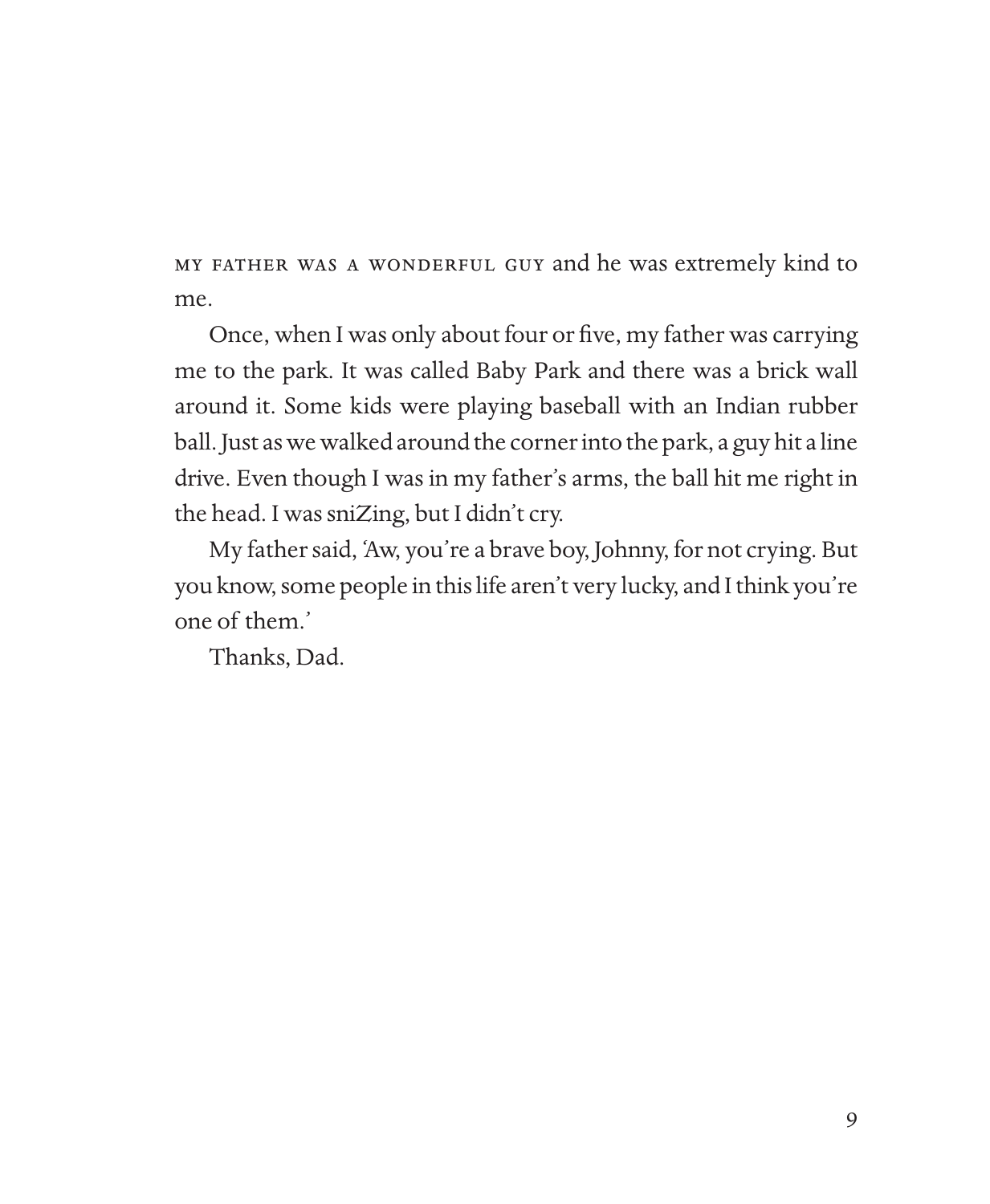MY FATHER WAS A WONDERFUL GUY and he was extremely kind to me.

Once, when I was only about four or five, my father was carrying me to the park. It was called Baby Park and there was a brick wall around it. Some kids were playing baseball with an Indian rubber ball. Just as we walked around the corner into the park, a guy hit a line drive. Even though I was in my father's arms, the ball hit me right in the head. I was sniZing, but I didn't cry.

My father said, 'Aw, you're a brave boy, Johnny, for not crying. But you know, some people in this life aren't very lucky, and I think you're one of them.'

Thanks, Dad.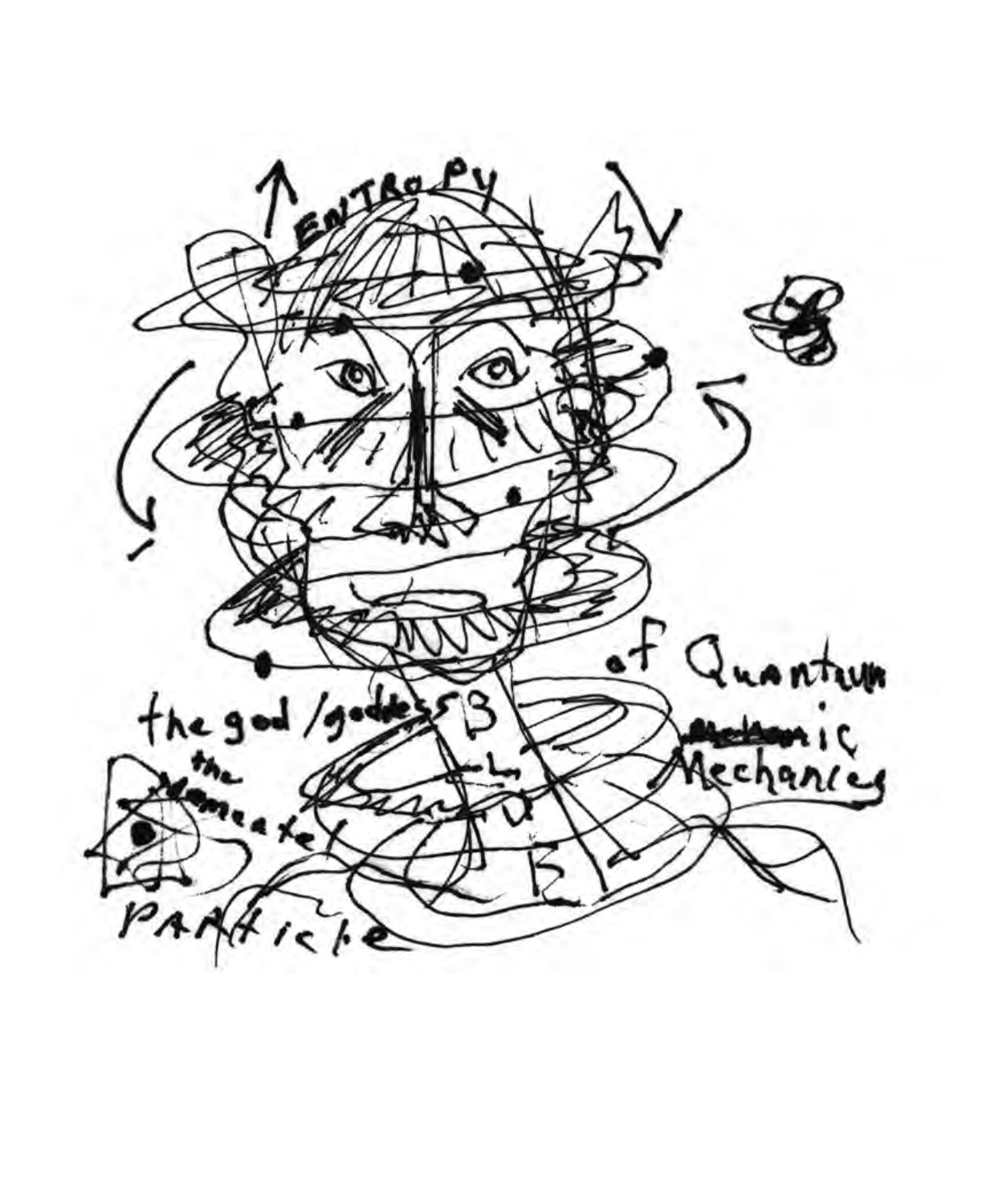↑ ENTROPY

the god/goddess of Quantum ~~mechanic~~ Mechanics

the ~~nameate~~ Particle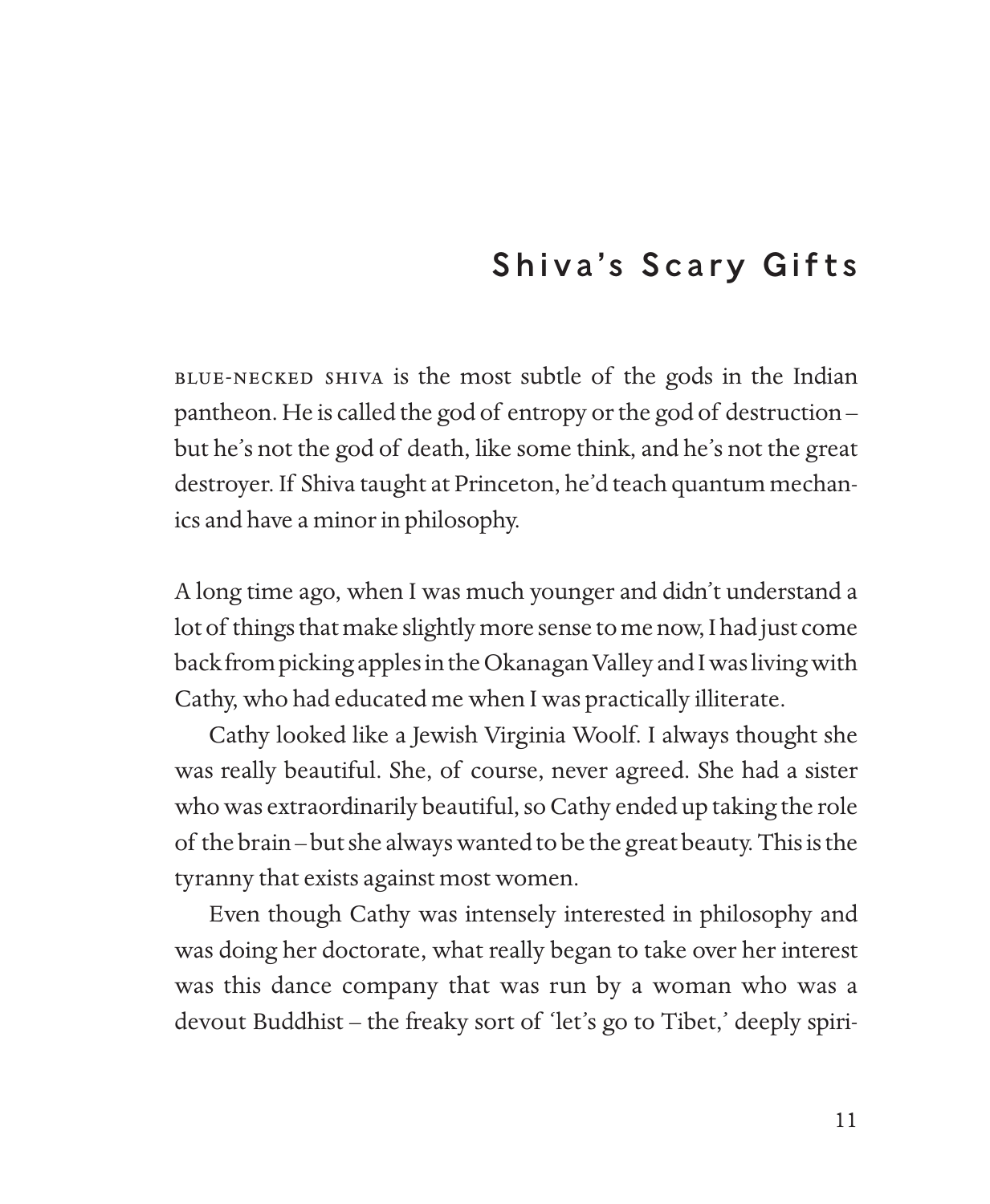# Shiva's Scary Gifts

BLUE-NECKED SHIVA is the most subtle of the gods in the Indian pantheon. He is called the god of entropy or the god of destruction – but he's not the god of death, like some think, and he's not the great destroyer. If Shiva taught at Princeton, he'd teach quantum mechanics and have a minor in philosophy.

A long time ago, when I was much younger and didn't understand a lot of things that make slightly more sense to me now, I had just come back from picking apples in the Okanagan Valley and I was living with Cathy, who had educated me when I was practically illiterate.

Cathy looked like a Jewish Virginia Woolf. I always thought she was really beautiful. She, of course, never agreed. She had a sister who was extraordinarily beautiful, so Cathy ended up taking the role of the brain – but she always wanted to be the great beauty. This is the tyranny that exists against most women.

Even though Cathy was intensely interested in philosophy and was doing her doctorate, what really began to take over her interest was this dance company that was run by a woman who was a devout Buddhist – the freaky sort of 'let's go to Tibet,' deeply spiri-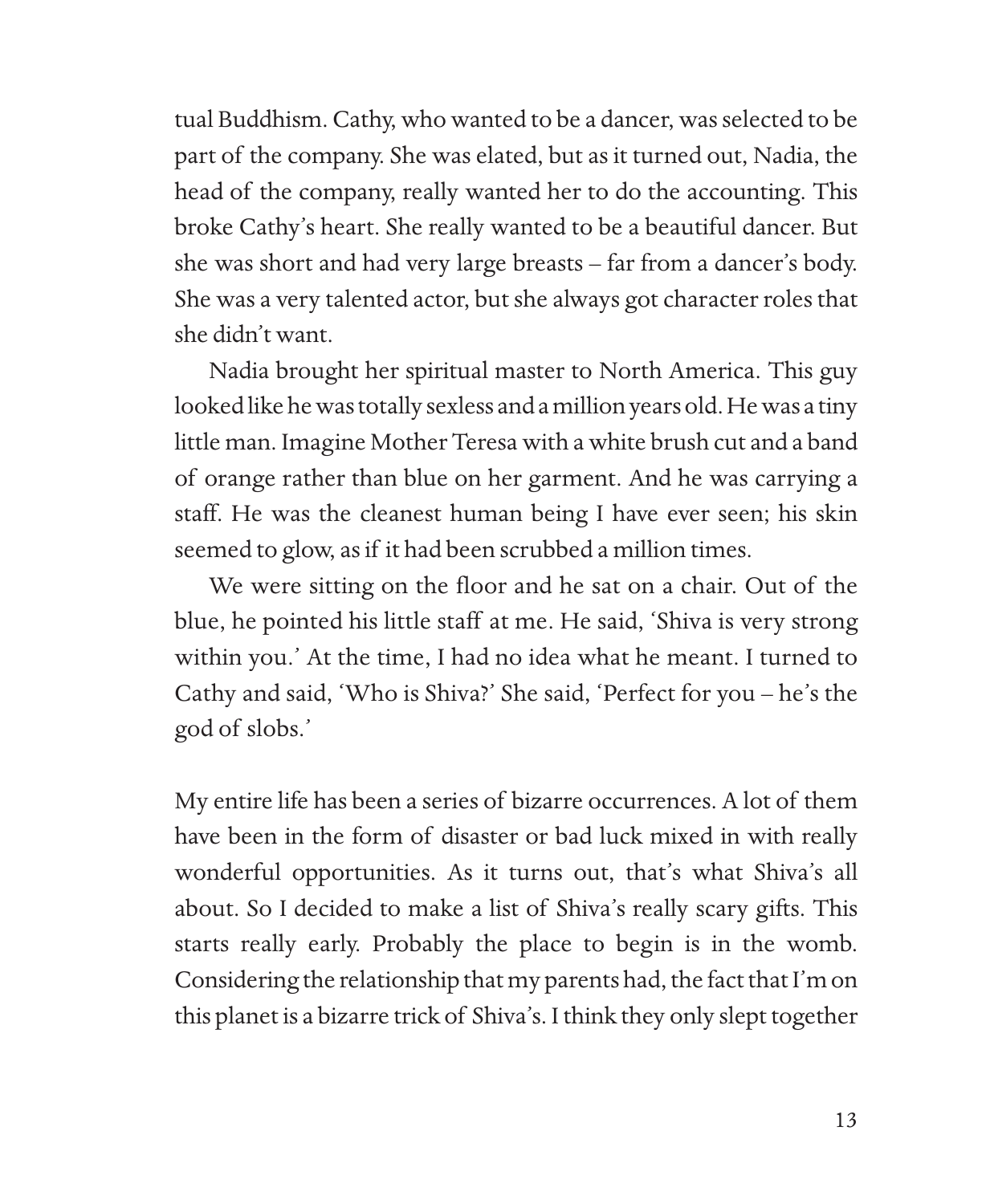tual Buddhism. Cathy, who wanted to be a dancer, was selected to be part of the company. She was elated, but as it turned out, Nadia, the head of the company, really wanted her to do the accounting. This broke Cathy's heart. She really wanted to be a beautiful dancer. But she was short and had very large breasts – far from a dancer's body. She was a very talented actor, but she always got character roles that she didn't want.

Nadia brought her spiritual master to North America. This guy looked like he was totally sexless and a million years old. He was a tiny little man. Imagine Mother Teresa with a white brush cut and a band of orange rather than blue on her garment. And he was carrying a staff. He was the cleanest human being I have ever seen; his skin seemed to glow, as if it had been scrubbed a million times.

We were sitting on the floor and he sat on a chair. Out of the blue, he pointed his little staff at me. He said, 'Shiva is very strong within you.' At the time, I had no idea what he meant. I turned to Cathy and said, 'Who is Shiva?' She said, 'Perfect for you – he's the god of slobs.'

My entire life has been a series of bizarre occurrences. A lot of them have been in the form of disaster or bad luck mixed in with really wonderful opportunities. As it turns out, that's what Shiva's all about. So I decided to make a list of Shiva's really scary gifts. This starts really early. Probably the place to begin is in the womb. Considering the relationship that my parents had, the fact that I'm on this planet is a bizarre trick of Shiva's. I think they only slept together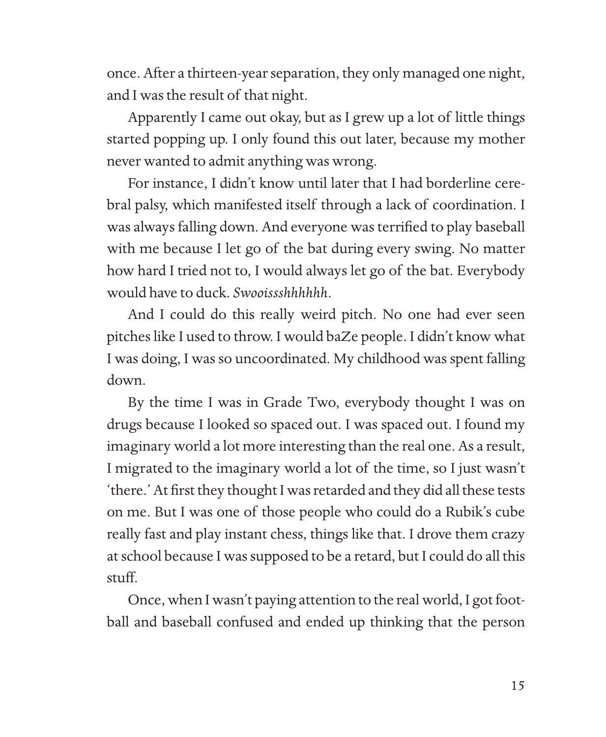once. After a thirteen-year separation, they only managed one night, and I was the result of that night.

Apparently I came out okay, but as I grew up a lot of little things started popping up. I only found this out later, because my mother never wanted to admit anything was wrong.

For instance, I didn't know until later that I had borderline cerebral palsy, which manifested itself through a lack of coordination. I was always falling down. And everyone was terrified to play baseball with me because I let go of the bat during every swing. No matter how hard I tried not to, I would always let go of the bat. Everybody would have to duck. *Swooissshhhhhh*.

And I could do this really weird pitch. No one had ever seen pitches like I used to throw. I would baZe people. I didn't know what I was doing, I was so uncoordinated. My childhood was spent falling down.

By the time I was in Grade Two, everybody thought I was on drugs because I looked so spaced out. I was spaced out. I found my imaginary world a lot more interesting than the real one. As a result, I migrated to the imaginary world a lot of the time, so I just wasn't 'there.' At first they thought I was retarded and they did all these tests on me. But I was one of those people who could do a Rubik's cube really fast and play instant chess, things like that. I drove them crazy at school because I was supposed to be a retard, but I could do all this stuff.

Once, when I wasn't paying attention to the real world, I got football and baseball confused and ended up thinking that the person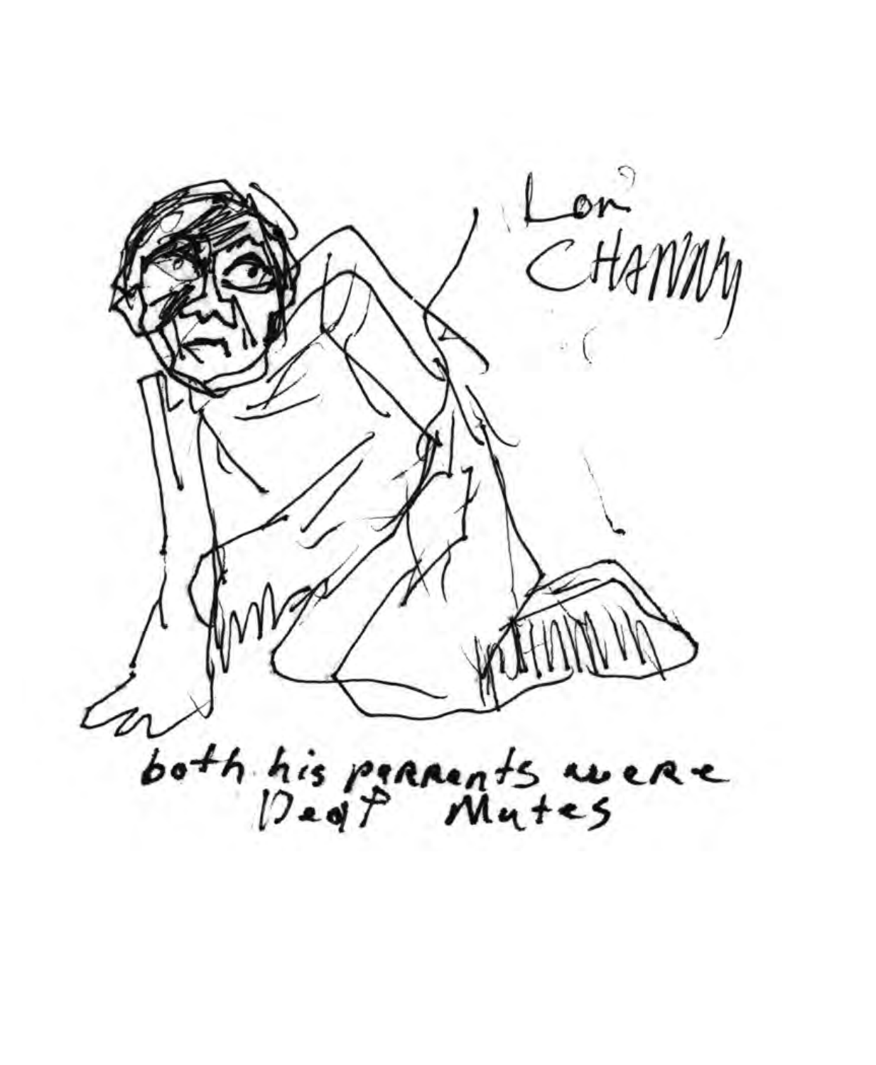Lon CHANEY

both his parrents were Deaf Mutes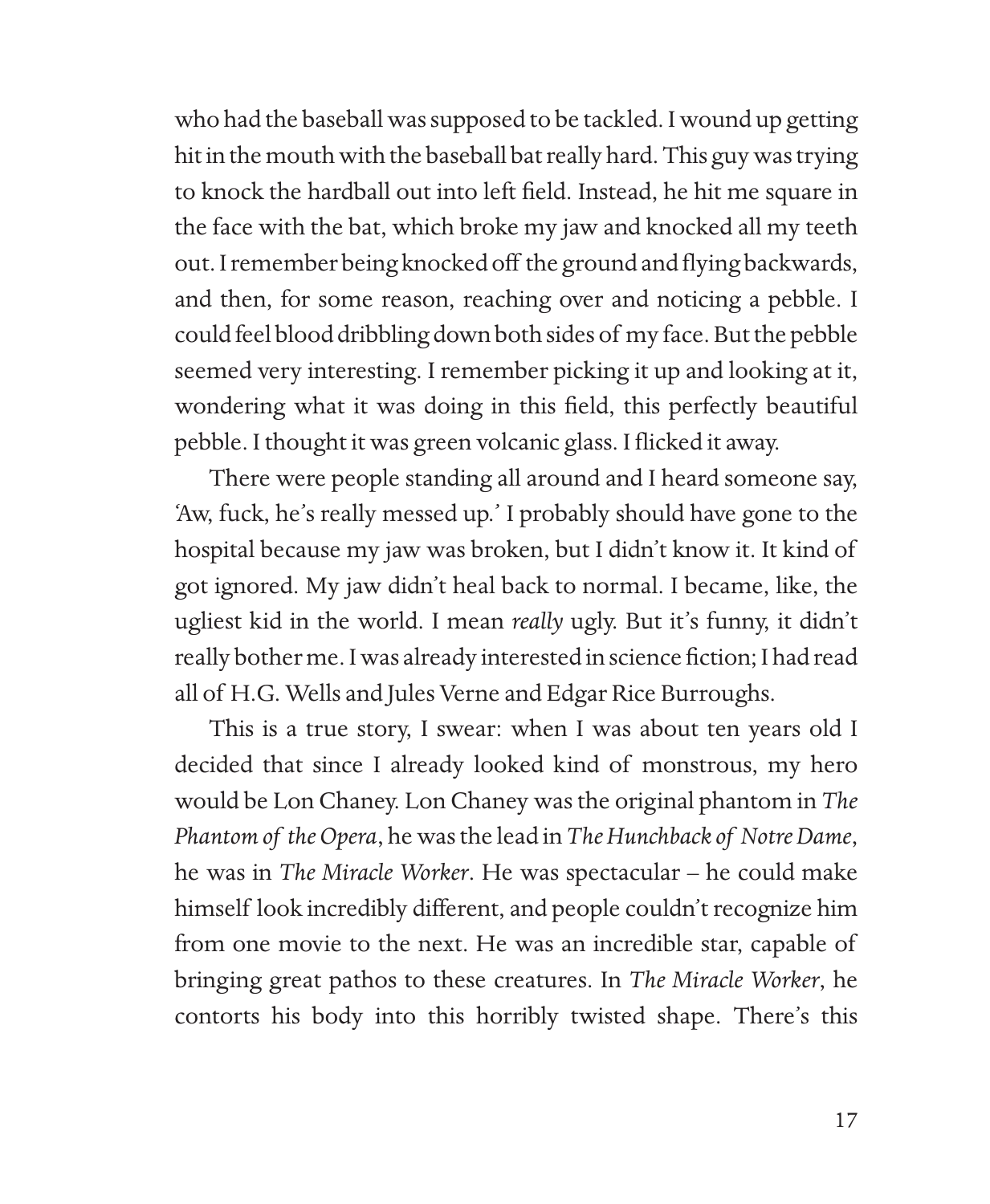who had the baseball was supposed to be tackled. I wound up getting hit in the mouth with the baseball bat really hard. This guy was trying to knock the hardball out into left field. Instead, he hit me square in the face with the bat, which broke my jaw and knocked all my teeth out. I remember being knocked off the ground and flying backwards, and then, for some reason, reaching over and noticing a pebble. I could feel blood dribbling down both sides of my face. But the pebble seemed very interesting. I remember picking it up and looking at it, wondering what it was doing in this field, this perfectly beautiful pebble. I thought it was green volcanic glass. I flicked it away.

There were people standing all around and I heard someone say, 'Aw, fuck, he's really messed up.' I probably should have gone to the hospital because my jaw was broken, but I didn't know it. It kind of got ignored. My jaw didn't heal back to normal. I became, like, the ugliest kid in the world. I mean *really* ugly. But it's funny, it didn't really bother me. I was already interested in science fiction; I had read all of H.G. Wells and Jules Verne and Edgar Rice Burroughs.

This is a true story, I swear: when I was about ten years old I decided that since I already looked kind of monstrous, my hero would be Lon Chaney. Lon Chaney was the original phantom in *The Phantom of the Opera*, he was the lead in *The Hunchback of Notre Dame*, he was in *The Miracle Worker*. He was spectacular – he could make himself look incredibly different, and people couldn't recognize him from one movie to the next. He was an incredible star, capable of bringing great pathos to these creatures. In *The Miracle Worker*, he contorts his body into this horribly twisted shape. There's this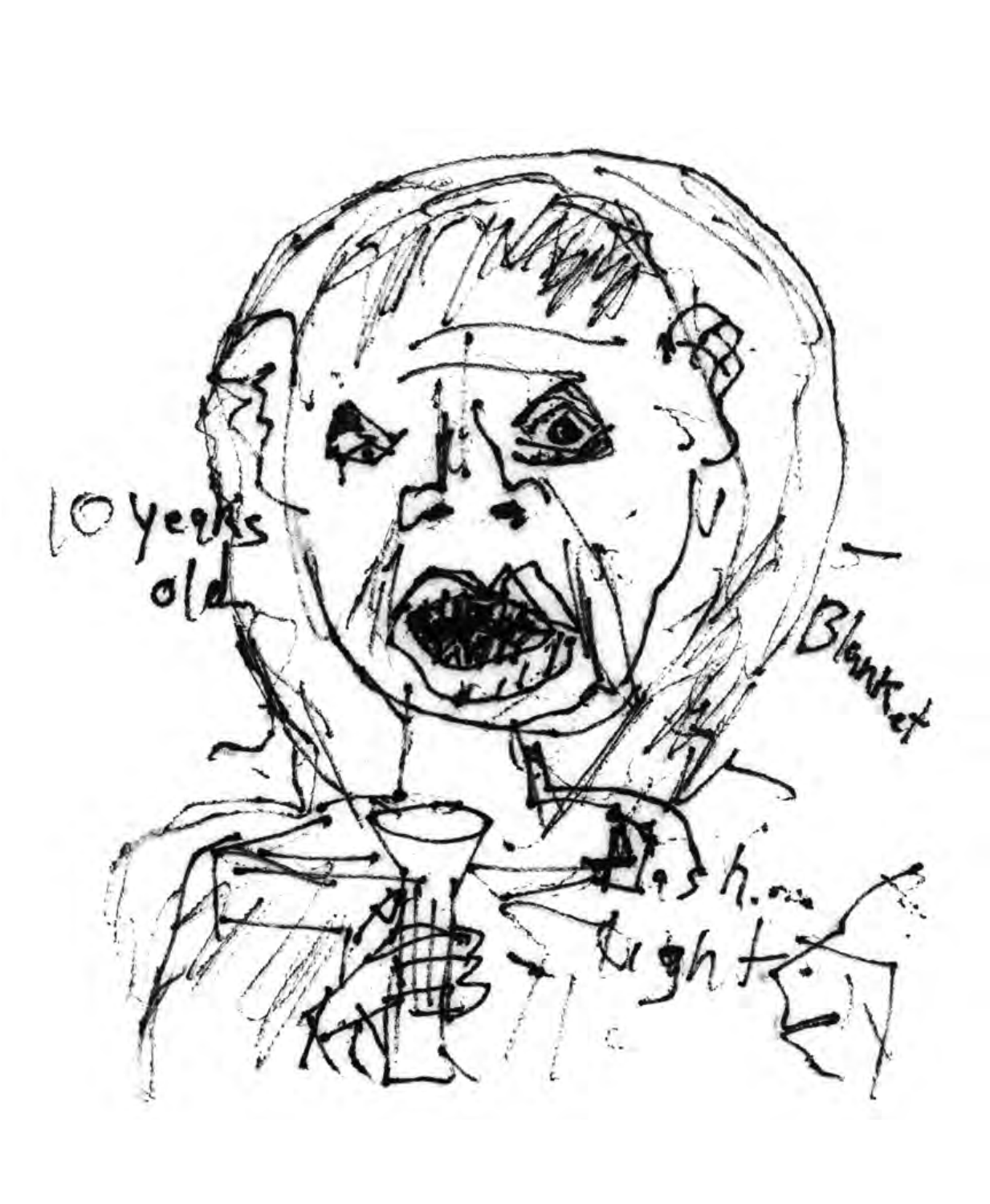10 years old

Blanket

Flash light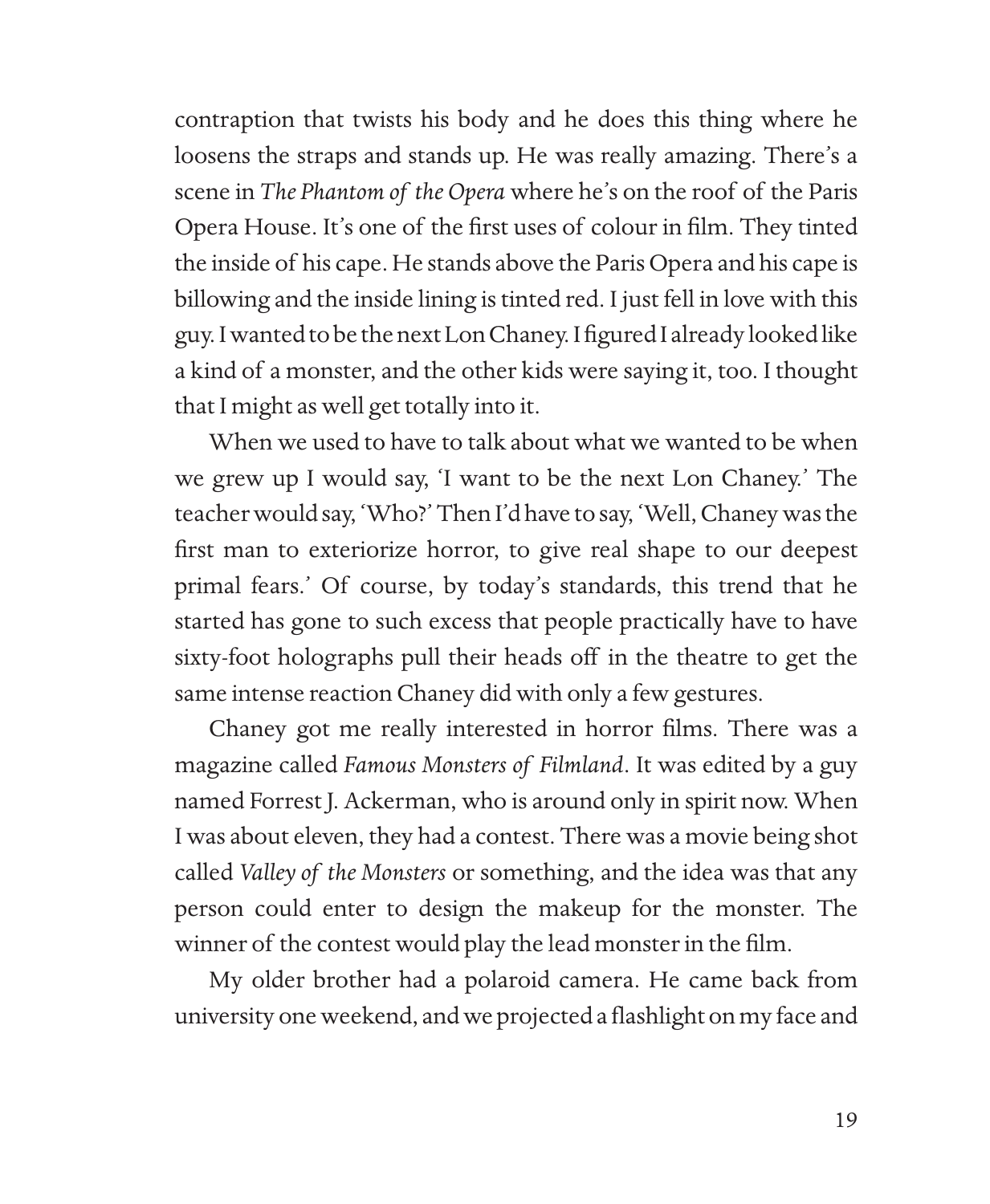contraption that twists his body and he does this thing where he loosens the straps and stands up. He was really amazing. There's a scene in *The Phantom of the Opera* where he's on the roof of the Paris Opera House. It's one of the first uses of colour in film. They tinted the inside of his cape. He stands above the Paris Opera and his cape is billowing and the inside lining is tinted red. I just fell in love with this guy. I wanted to be the next Lon Chaney. I figured I already looked like a kind of a monster, and the other kids were saying it, too. I thought that I might as well get totally into it.

When we used to have to talk about what we wanted to be when we grew up I would say, 'I want to be the next Lon Chaney.' The teacher would say, 'Who?' Then I'd have to say, 'Well, Chaney was the first man to exteriorize horror, to give real shape to our deepest primal fears.' Of course, by today's standards, this trend that he started has gone to such excess that people practically have to have sixty-foot holographs pull their heads off in the theatre to get the same intense reaction Chaney did with only a few gestures.

Chaney got me really interested in horror films. There was a magazine called *Famous Monsters of Filmland*. It was edited by a guy named Forrest J. Ackerman, who is around only in spirit now. When I was about eleven, they had a contest. There was a movie being shot called *Valley of the Monsters* or something, and the idea was that any person could enter to design the makeup for the monster. The winner of the contest would play the lead monster in the film.

My older brother had a polaroid camera. He came back from university one weekend, and we projected a flashlight on my face and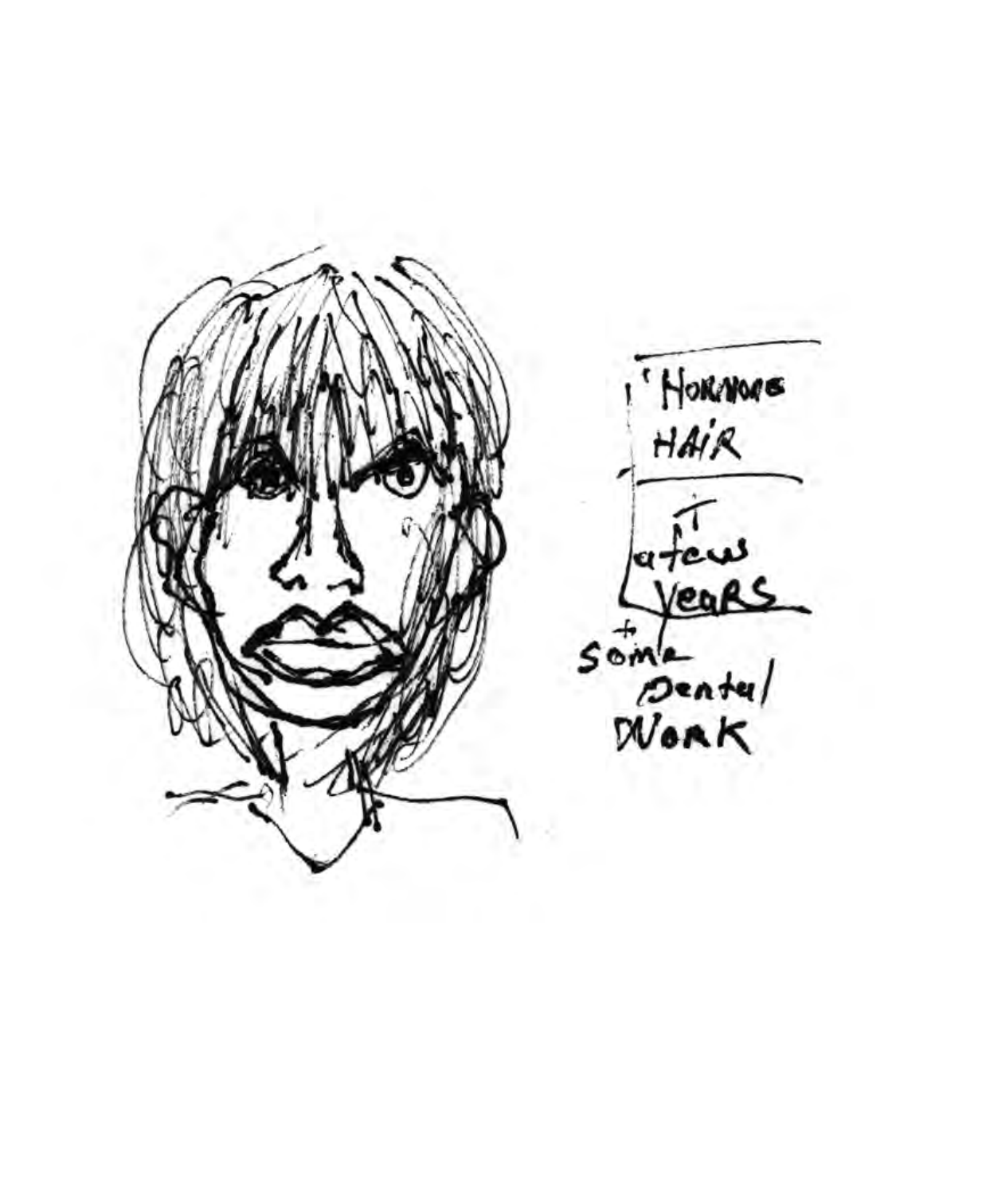'Hormone HAIR

+ a few years

+ some Dental Work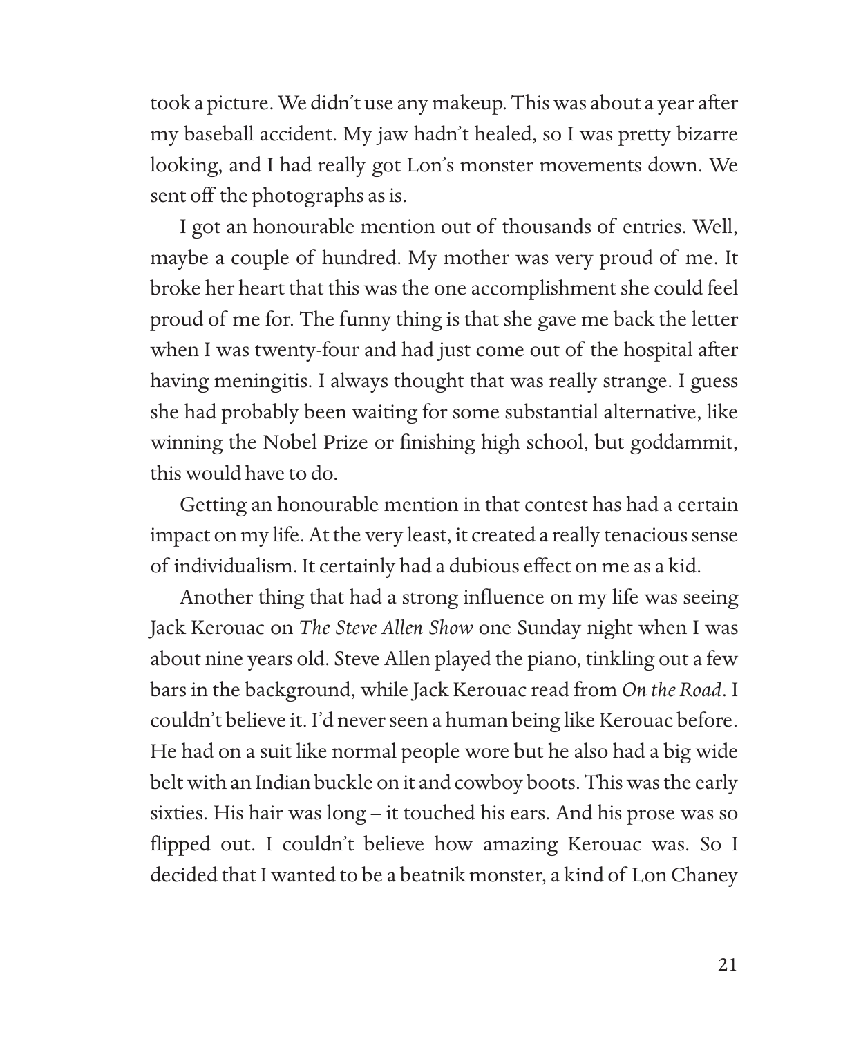took a picture. We didn't use any makeup. This was about a year after my baseball accident. My jaw hadn't healed, so I was pretty bizarre looking, and I had really got Lon's monster movements down. We sent off the photographs as is.

I got an honourable mention out of thousands of entries. Well, maybe a couple of hundred. My mother was very proud of me. It broke her heart that this was the one accomplishment she could feel proud of me for. The funny thing is that she gave me back the letter when I was twenty-four and had just come out of the hospital after having meningitis. I always thought that was really strange. I guess she had probably been waiting for some substantial alternative, like winning the Nobel Prize or finishing high school, but goddammit, this would have to do.

Getting an honourable mention in that contest has had a certain impact on my life. At the very least, it created a really tenacious sense of individualism. It certainly had a dubious effect on me as a kid.

Another thing that had a strong influence on my life was seeing Jack Kerouac on *The Steve Allen Show* one Sunday night when I was about nine years old. Steve Allen played the piano, tinkling out a few bars in the background, while Jack Kerouac read from *On the Road*. I couldn't believe it. I'd never seen a human being like Kerouac before. He had on a suit like normal people wore but he also had a big wide belt with an Indian buckle on it and cowboy boots. This was the early sixties. His hair was long – it touched his ears. And his prose was so flipped out. I couldn't believe how amazing Kerouac was. So I decided that I wanted to be a beatnik monster, a kind of Lon Chaney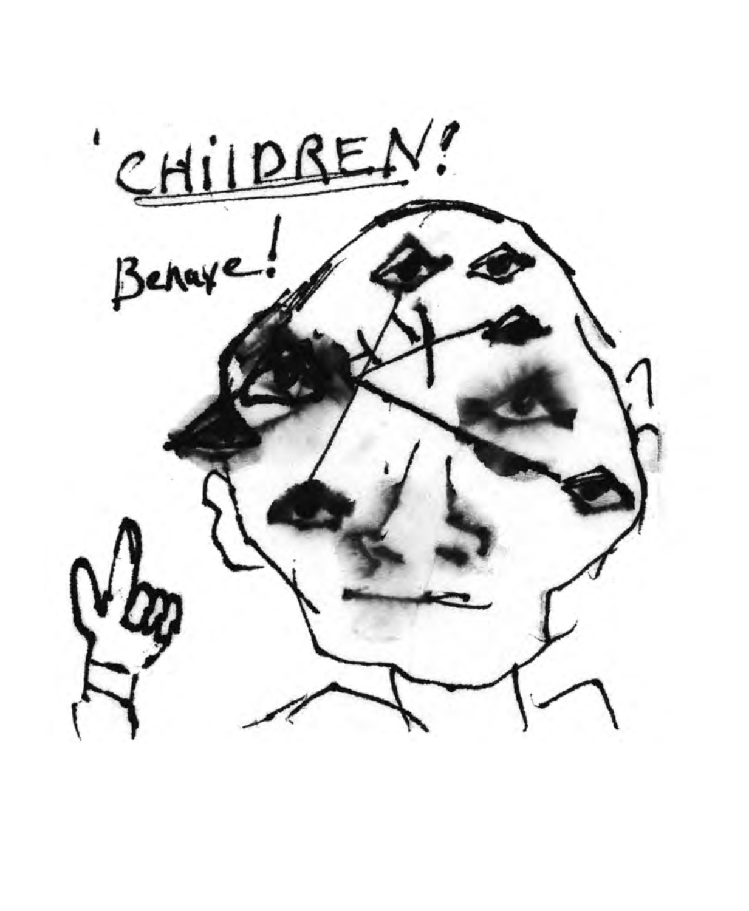'CHILDREN!

Behave!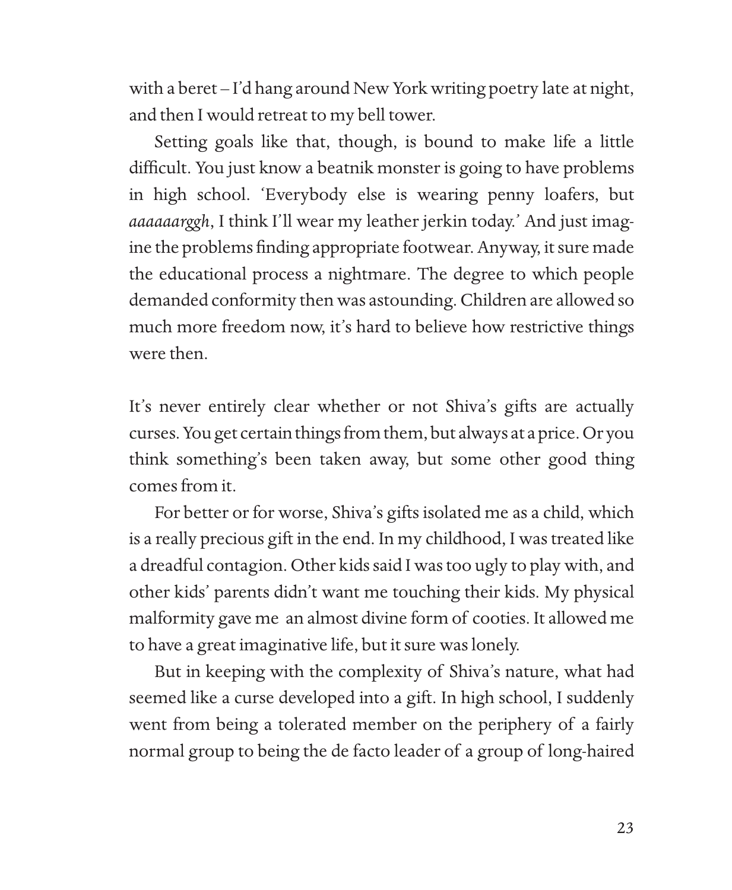with a beret – I'd hang around New York writing poetry late at night, and then I would retreat to my bell tower.

Setting goals like that, though, is bound to make life a little difficult. You just know a beatnik monster is going to have problems in high school. 'Everybody else is wearing penny loafers, but *aaaaaarggh*, I think I'll wear my leather jerkin today.' And just imagine the problems finding appropriate footwear. Anyway, it sure made the educational process a nightmare. The degree to which people demanded conformity then was astounding. Children are allowed so much more freedom now, it's hard to believe how restrictive things were then.

It's never entirely clear whether or not Shiva's gifts are actually curses. You get certain things from them, but always at a price. Or you think something's been taken away, but some other good thing comes from it.

For better or for worse, Shiva's gifts isolated me as a child, which is a really precious gift in the end. In my childhood, I was treated like a dreadful contagion. Other kids said I was too ugly to play with, and other kids' parents didn't want me touching their kids. My physical malformity gave me an almost divine form of cooties. It allowed me to have a great imaginative life, but it sure was lonely.

But in keeping with the complexity of Shiva's nature, what had seemed like a curse developed into a gift. In high school, I suddenly went from being a tolerated member on the periphery of a fairly normal group to being the de facto leader of a group of long-haired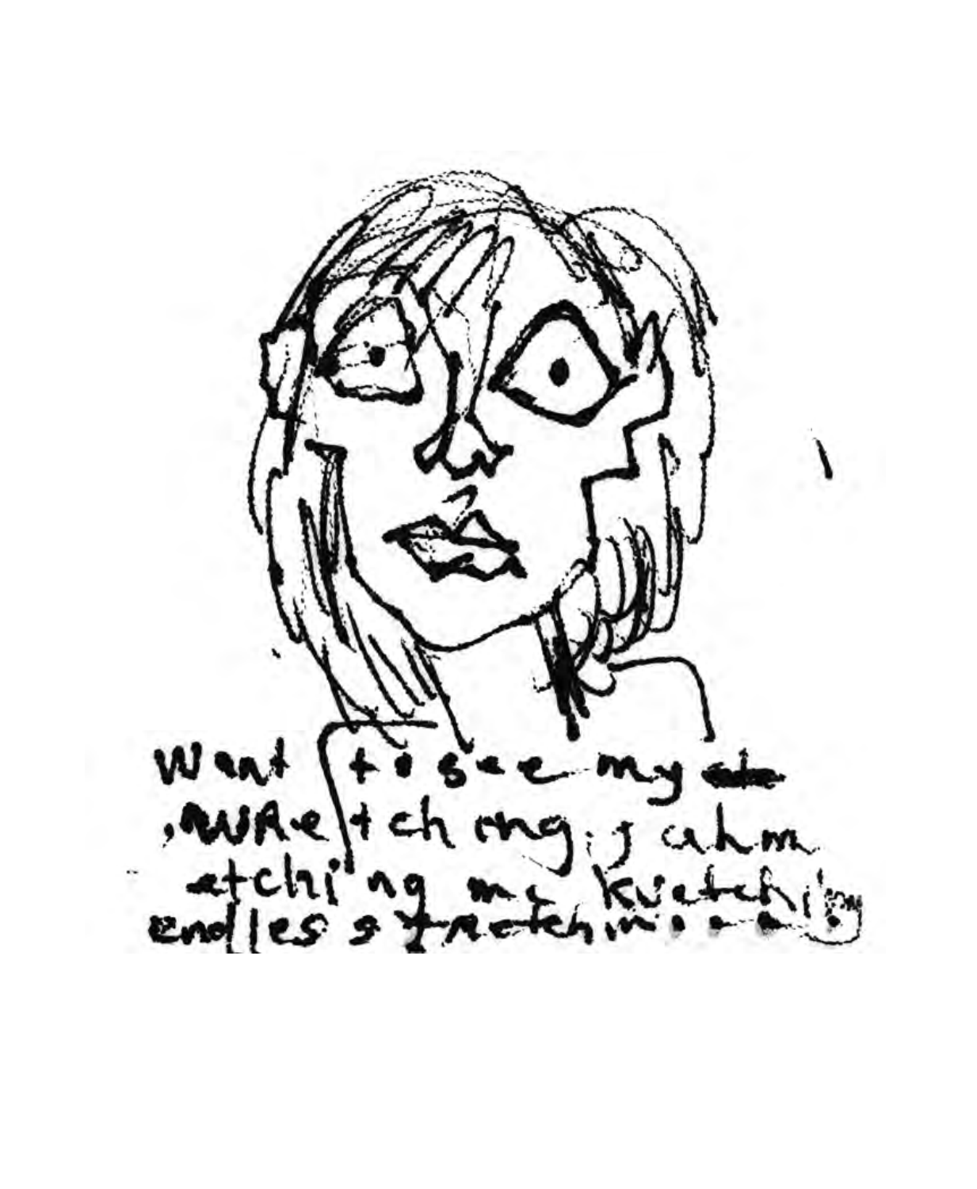Want to see my ~~ok~~

,WRetching; I ahm

etching me kvetching

endless stretchin...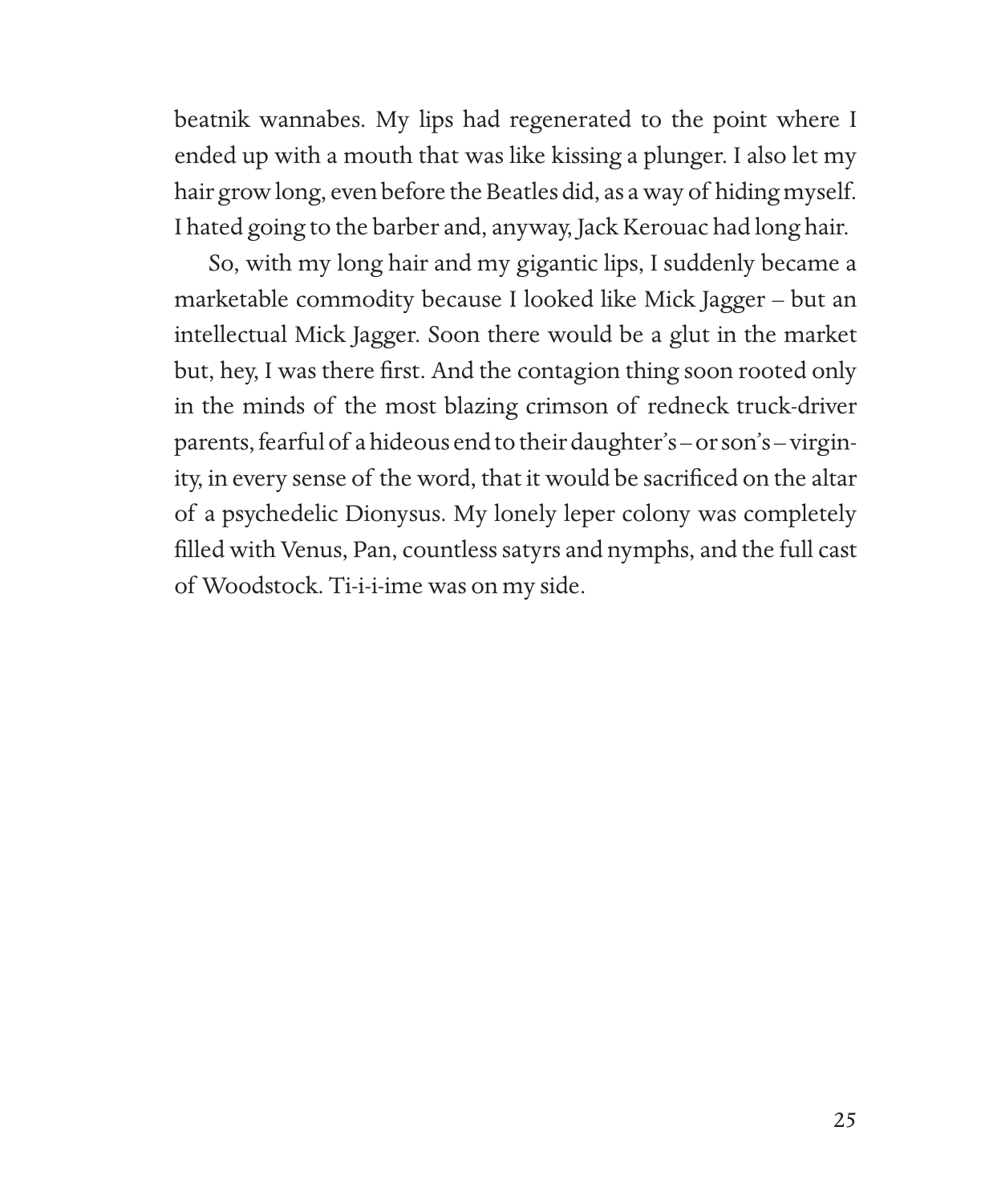beatnik wannabes. My lips had regenerated to the point where I ended up with a mouth that was like kissing a plunger. I also let my hair grow long, even before the Beatles did, as a way of hiding myself. I hated going to the barber and, anyway, Jack Kerouac had long hair.

So, with my long hair and my gigantic lips, I suddenly became a marketable commodity because I looked like Mick Jagger – but an intellectual Mick Jagger. Soon there would be a glut in the market but, hey, I was there first. And the contagion thing soon rooted only in the minds of the most blazing crimson of redneck truck-driver parents, fearful of a hideous end to their daughter's – or son's – virginity, in every sense of the word, that it would be sacrificed on the altar of a psychedelic Dionysus. My lonely leper colony was completely filled with Venus, Pan, countless satyrs and nymphs, and the full cast of Woodstock. Ti-i-i-ime was on my side.